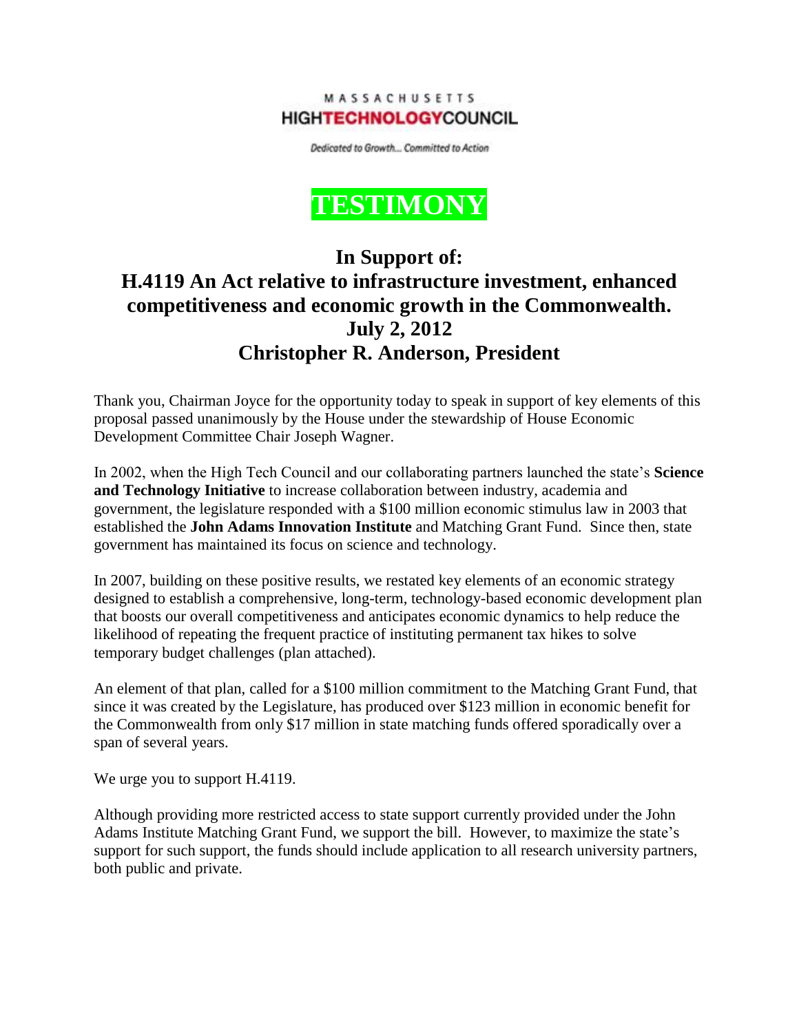MASSACHUSETTS
HIGHTECHNOLOGYCOUNCIL

*Dedicated to Growth... Committed to Action*

# TESTIMONY

## In Support of:
## H.4119 An Act relative to infrastructure investment, enhanced competitiveness and economic growth in the Commonwealth.
## July 2, 2012
## Christopher R. Anderson, President

Thank you, Chairman Joyce for the opportunity today to speak in support of key elements of this proposal passed unanimously by the House under the stewardship of House Economic Development Committee Chair Joseph Wagner.

In 2002, when the High Tech Council and our collaborating partners launched the state's **Science and Technology Initiative** to increase collaboration between industry, academia and government, the legislature responded with a $100 million economic stimulus law in 2003 that established the **John Adams Innovation Institute** and Matching Grant Fund. Since then, state government has maintained its focus on science and technology.

In 2007, building on these positive results, we restated key elements of an economic strategy designed to establish a comprehensive, long-term, technology-based economic development plan that boosts our overall competitiveness and anticipates economic dynamics to help reduce the likelihood of repeating the frequent practice of instituting permanent tax hikes to solve temporary budget challenges (plan attached).

An element of that plan, called for a $100 million commitment to the Matching Grant Fund, that since it was created by the Legislature, has produced over $123 million in economic benefit for the Commonwealth from only $17 million in state matching funds offered sporadically over a span of several years.

We urge you to support H.4119.

Although providing more restricted access to state support currently provided under the John Adams Institute Matching Grant Fund, we support the bill. However, to maximize the state's support for such support, the funds should include application to all research university partners, both public and private.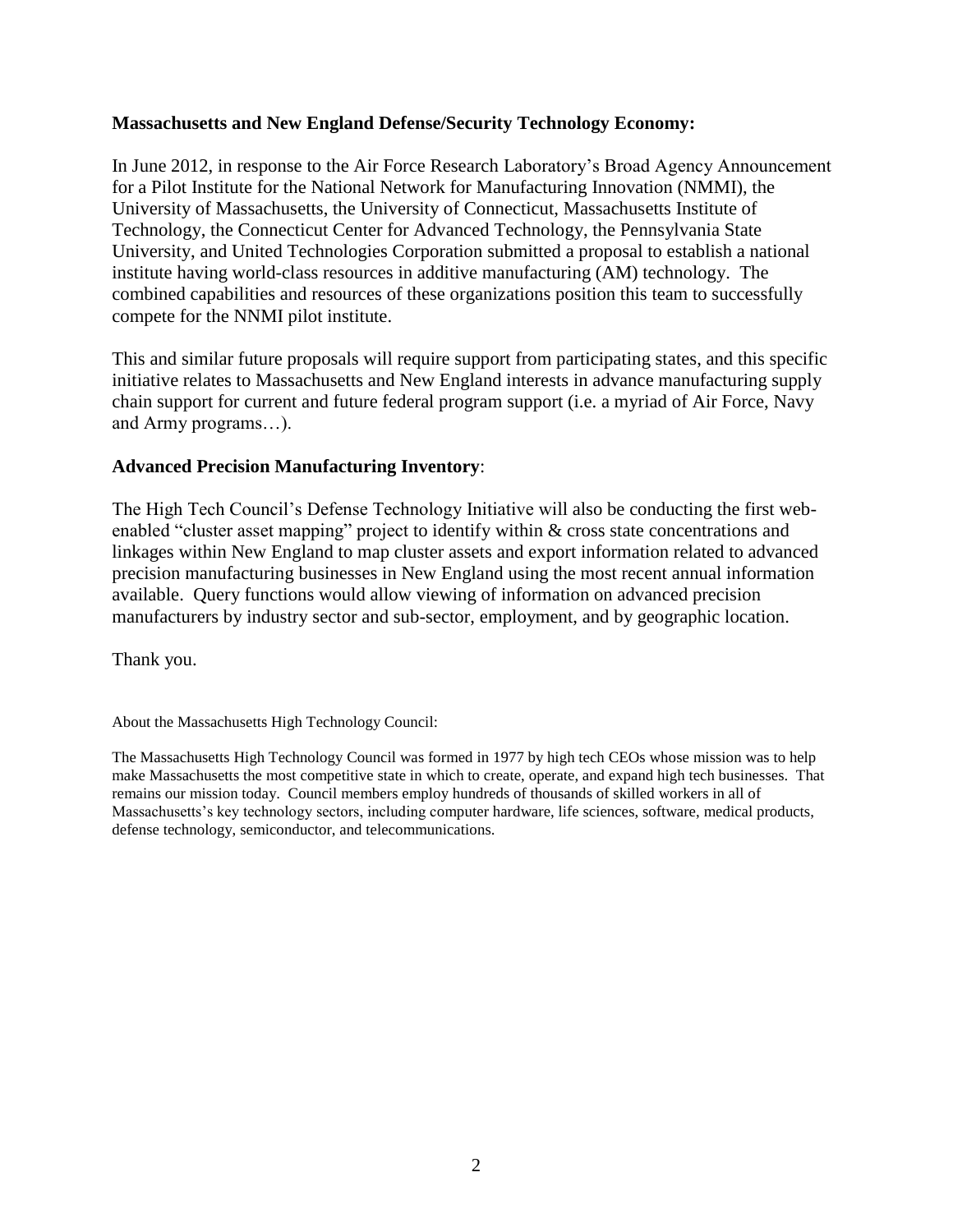**Massachusetts and New England Defense/Security Technology Economy:**

In June 2012, in response to the Air Force Research Laboratory's Broad Agency Announcement for a Pilot Institute for the National Network for Manufacturing Innovation (NMMI), the University of Massachusetts, the University of Connecticut, Massachusetts Institute of Technology, the Connecticut Center for Advanced Technology, the Pennsylvania State University, and United Technologies Corporation submitted a proposal to establish a national institute having world-class resources in additive manufacturing (AM) technology. The combined capabilities and resources of these organizations position this team to successfully compete for the NNMI pilot institute.

This and similar future proposals will require support from participating states, and this specific initiative relates to Massachusetts and New England interests in advance manufacturing supply chain support for current and future federal program support (i.e. a myriad of Air Force, Navy and Army programs…).

**Advanced Precision Manufacturing Inventory**:

The High Tech Council's Defense Technology Initiative will also be conducting the first web-enabled "cluster asset mapping" project to identify within & cross state concentrations and linkages within New England to map cluster assets and export information related to advanced precision manufacturing businesses in New England using the most recent annual information available. Query functions would allow viewing of information on advanced precision manufacturers by industry sector and sub-sector, employment, and by geographic location.

Thank you.

About the Massachusetts High Technology Council:

The Massachusetts High Technology Council was formed in 1977 by high tech CEOs whose mission was to help make Massachusetts the most competitive state in which to create, operate, and expand high tech businesses. That remains our mission today. Council members employ hundreds of thousands of skilled workers in all of Massachusetts's key technology sectors, including computer hardware, life sciences, software, medical products, defense technology, semiconductor, and telecommunications.